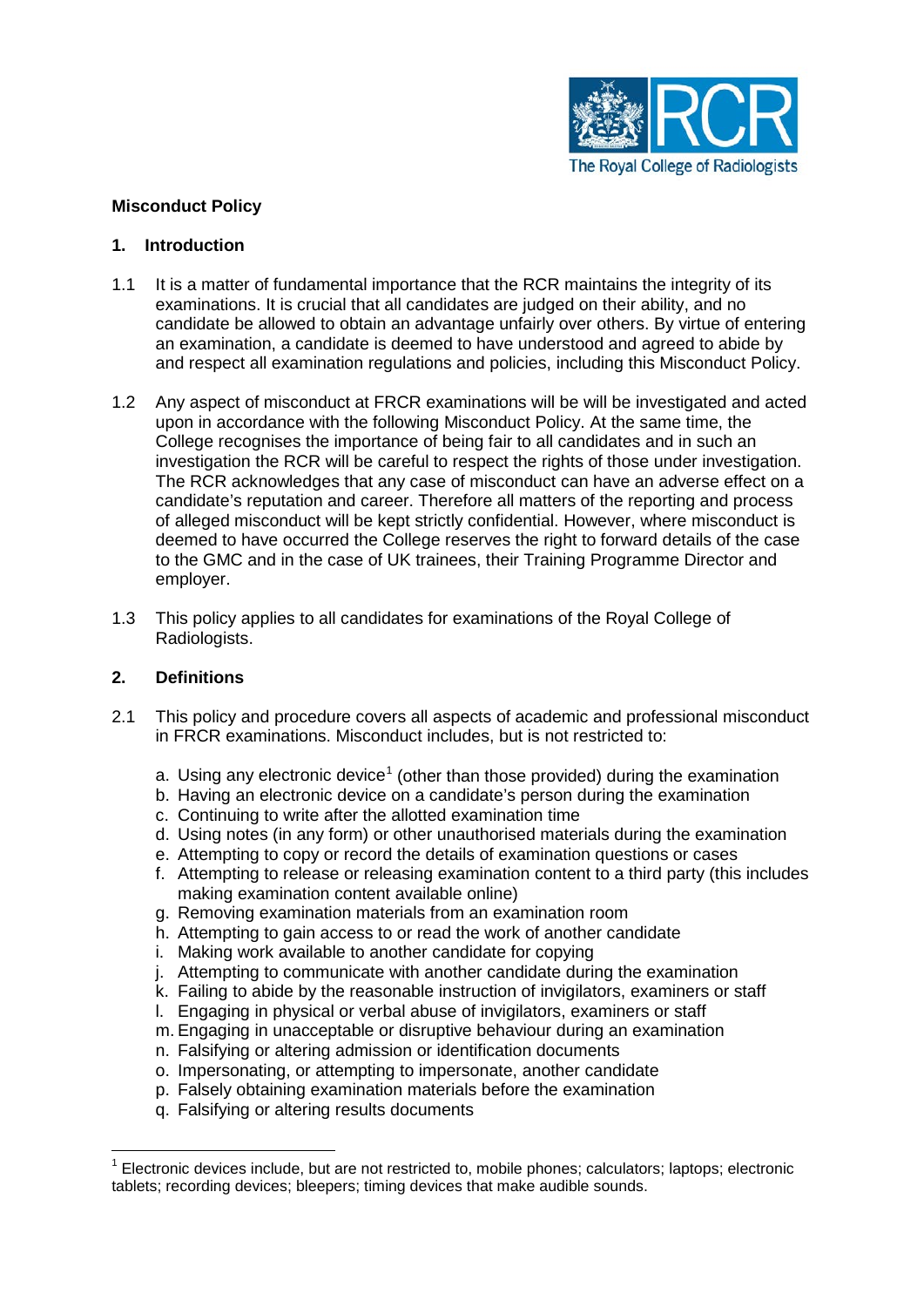The Royal College of Radiologists

# Misconduct Policy

## 1. Introduction

1.1 It is a matter of fundamental importance that the RCR maintains the integrity of its examinations. It is crucial that all candidates are judged on their ability, and no candidate be allowed to obtain an advantage unfairly over others. By virtue of entering an examination, a candidate is deemed to have understood and agreed to abide by and respect all examination regulations and policies, including this Misconduct Policy.

1.2 Any aspect of misconduct at FRCR examinations will be will be investigated and acted upon in accordance with the following Misconduct Policy. At the same time, the College recognises the importance of being fair to all candidates and in such an investigation the RCR will be careful to respect the rights of those under investigation. The RCR acknowledges that any case of misconduct can have an adverse effect on a candidate's reputation and career. Therefore all matters of the reporting and process of alleged misconduct will be kept strictly confidential. However, where misconduct is deemed to have occurred the College reserves the right to forward details of the case to the GMC and in the case of UK trainees, their Training Programme Director and employer.

1.3 This policy applies to all candidates for examinations of the Royal College of Radiologists.

## 2. Definitions

2.1 This policy and procedure covers all aspects of academic and professional misconduct in FRCR examinations. Misconduct includes, but is not restricted to:

a. Using any electronic device[1] (other than those provided) during the examination
b. Having an electronic device on a candidate's person during the examination
c. Continuing to write after the allotted examination time
d. Using notes (in any form) or other unauthorised materials during the examination
e. Attempting to copy or record the details of examination questions or cases
f. Attempting to release or releasing examination content to a third party (this includes making examination content available online)
g. Removing examination materials from an examination room
h. Attempting to gain access to or read the work of another candidate
i. Making work available to another candidate for copying
j. Attempting to communicate with another candidate during the examination
k. Failing to abide by the reasonable instruction of invigilators, examiners or staff
l. Engaging in physical or verbal abuse of invigilators, examiners or staff
m. Engaging in unacceptable or disruptive behaviour during an examination
n. Falsifying or altering admission or identification documents
o. Impersonating, or attempting to impersonate, another candidate
p. Falsely obtaining examination materials before the examination
q. Falsifying or altering results documents

[1] Electronic devices include, but are not restricted to, mobile phones; calculators; laptops; electronic tablets; recording devices; bleepers; timing devices that make audible sounds.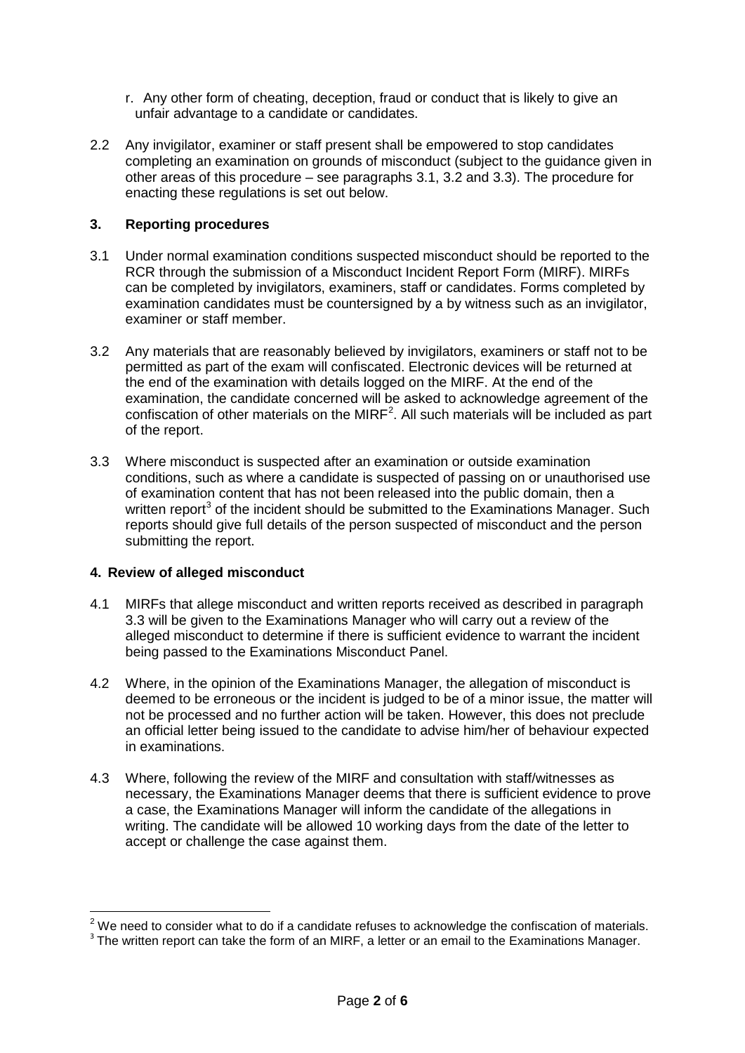r. Any other form of cheating, deception, fraud or conduct that is likely to give an unfair advantage to a candidate or candidates.

2.2 Any invigilator, examiner or staff present shall be empowered to stop candidates completing an examination on grounds of misconduct (subject to the guidance given in other areas of this procedure – see paragraphs 3.1, 3.2 and 3.3). The procedure for enacting these regulations is set out below.

## 3. Reporting procedures

3.1 Under normal examination conditions suspected misconduct should be reported to the RCR through the submission of a Misconduct Incident Report Form (MIRF). MIRFs can be completed by invigilators, examiners, staff or candidates. Forms completed by examination candidates must be countersigned by a by witness such as an invigilator, examiner or staff member.

3.2 Any materials that are reasonably believed by invigilators, examiners or staff not to be permitted as part of the exam will confiscated. Electronic devices will be returned at the end of the examination with details logged on the MIRF. At the end of the examination, the candidate concerned will be asked to acknowledge agreement of the confiscation of other materials on the MIRF[2]. All such materials will be included as part of the report.

3.3 Where misconduct is suspected after an examination or outside examination conditions, such as where a candidate is suspected of passing on or unauthorised use of examination content that has not been released into the public domain, then a written report[3] of the incident should be submitted to the Examinations Manager. Such reports should give full details of the person suspected of misconduct and the person submitting the report.

## 4. Review of alleged misconduct

4.1 MIRFs that allege misconduct and written reports received as described in paragraph 3.3 will be given to the Examinations Manager who will carry out a review of the alleged misconduct to determine if there is sufficient evidence to warrant the incident being passed to the Examinations Misconduct Panel.

4.2 Where, in the opinion of the Examinations Manager, the allegation of misconduct is deemed to be erroneous or the incident is judged to be of a minor issue, the matter will not be processed and no further action will be taken. However, this does not preclude an official letter being issued to the candidate to advise him/her of behaviour expected in examinations.

4.3 Where, following the review of the MIRF and consultation with staff/witnesses as necessary, the Examinations Manager deems that there is sufficient evidence to prove a case, the Examinations Manager will inform the candidate of the allegations in writing. The candidate will be allowed 10 working days from the date of the letter to accept or challenge the case against them.

---

[2] We need to consider what to do if a candidate refuses to acknowledge the confiscation of materials.

[3] The written report can take the form of an MIRF, a letter or an email to the Examinations Manager.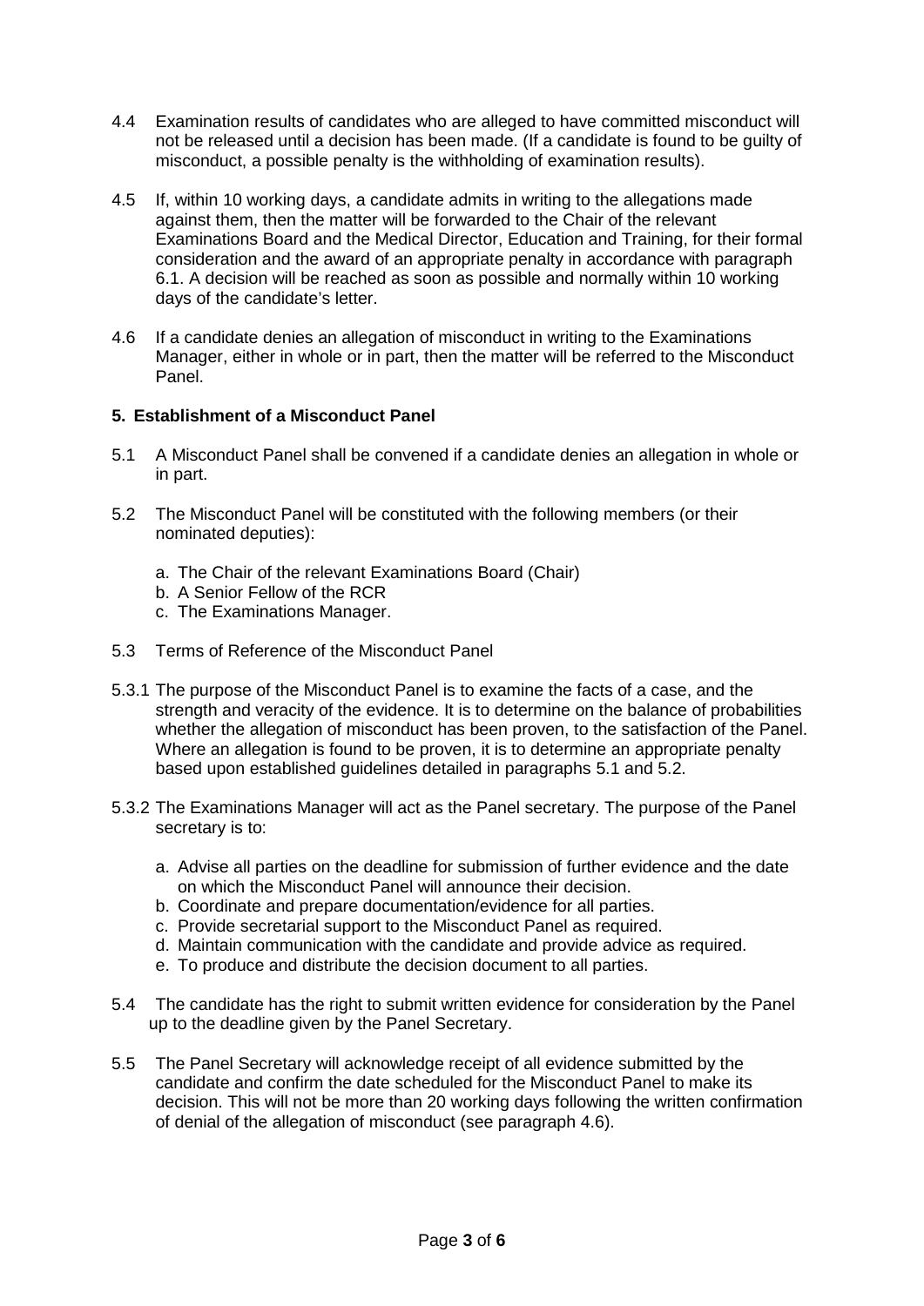4.4 Examination results of candidates who are alleged to have committed misconduct will not be released until a decision has been made. (If a candidate is found to be guilty of misconduct, a possible penalty is the withholding of examination results).

4.5 If, within 10 working days, a candidate admits in writing to the allegations made against them, then the matter will be forwarded to the Chair of the relevant Examinations Board and the Medical Director, Education and Training, for their formal consideration and the award of an appropriate penalty in accordance with paragraph 6.1. A decision will be reached as soon as possible and normally within 10 working days of the candidate's letter.

4.6 If a candidate denies an allegation of misconduct in writing to the Examinations Manager, either in whole or in part, then the matter will be referred to the Misconduct Panel.

## 5. Establishment of a Misconduct Panel

5.1 A Misconduct Panel shall be convened if a candidate denies an allegation in whole or in part.

5.2 The Misconduct Panel will be constituted with the following members (or their nominated deputies):

a. The Chair of the relevant Examinations Board (Chair)
b. A Senior Fellow of the RCR
c. The Examinations Manager.

5.3 Terms of Reference of the Misconduct Panel

5.3.1 The purpose of the Misconduct Panel is to examine the facts of a case, and the strength and veracity of the evidence. It is to determine on the balance of probabilities whether the allegation of misconduct has been proven, to the satisfaction of the Panel. Where an allegation is found to be proven, it is to determine an appropriate penalty based upon established guidelines detailed in paragraphs 5.1 and 5.2.

5.3.2 The Examinations Manager will act as the Panel secretary. The purpose of the Panel secretary is to:

a. Advise all parties on the deadline for submission of further evidence and the date on which the Misconduct Panel will announce their decision.
b. Coordinate and prepare documentation/evidence for all parties.
c. Provide secretarial support to the Misconduct Panel as required.
d. Maintain communication with the candidate and provide advice as required.
e. To produce and distribute the decision document to all parties.

5.4 The candidate has the right to submit written evidence for consideration by the Panel up to the deadline given by the Panel Secretary.

5.5 The Panel Secretary will acknowledge receipt of all evidence submitted by the candidate and confirm the date scheduled for the Misconduct Panel to make its decision. This will not be more than 20 working days following the written confirmation of denial of the allegation of misconduct (see paragraph 4.6).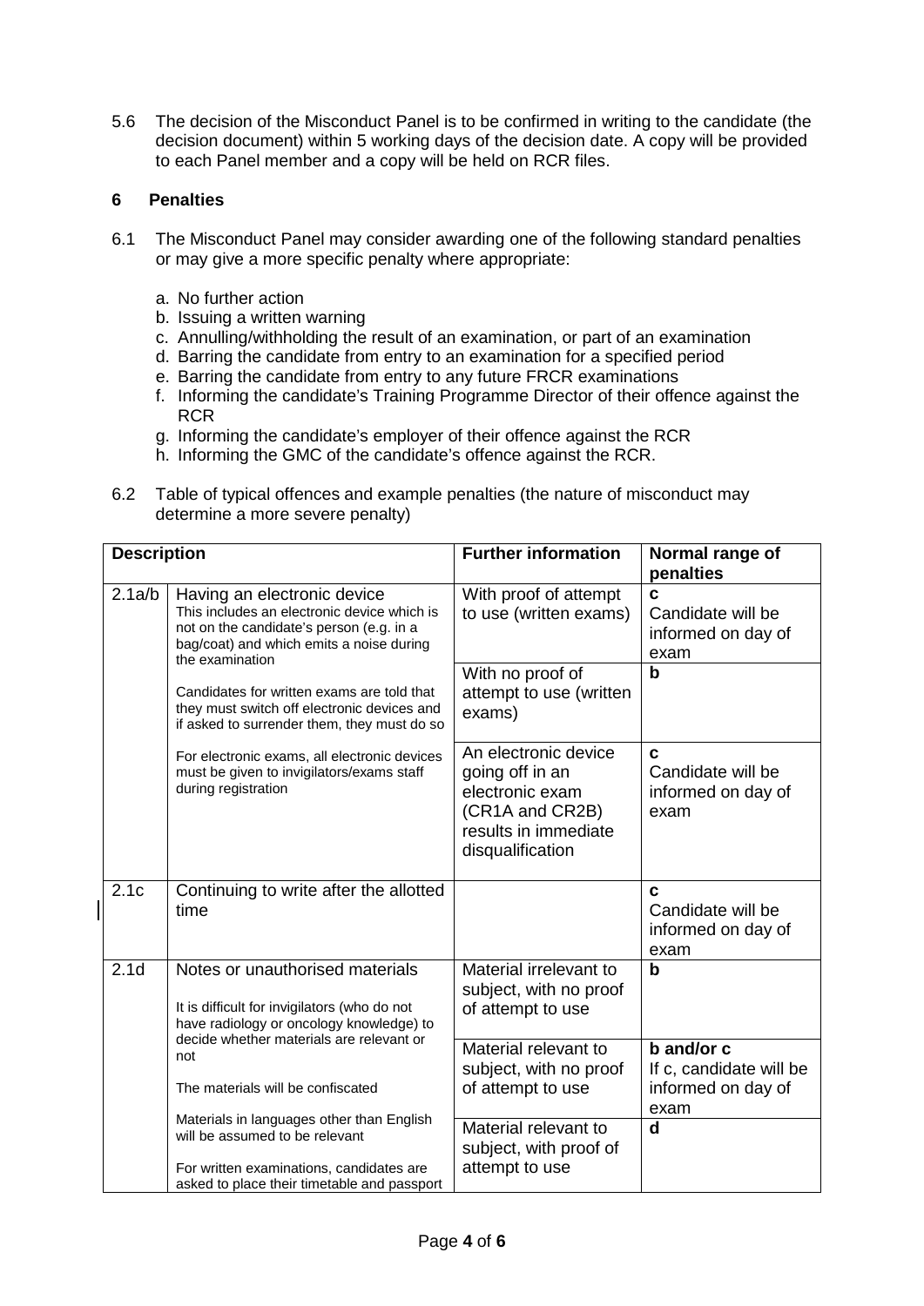5.6 The decision of the Misconduct Panel is to be confirmed in writing to the candidate (the decision document) within 5 working days of the decision date. A copy will be provided to each Panel member and a copy will be held on RCR files.

## 6 Penalties

6.1 The Misconduct Panel may consider awarding one of the following standard penalties or may give a more specific penalty where appropriate:

a. No further action
b. Issuing a written warning
c. Annulling/withholding the result of an examination, or part of an examination
d. Barring the candidate from entry to an examination for a specified period
e. Barring the candidate from entry to any future FRCR examinations
f. Informing the candidate's Training Programme Director of their offence against the RCR
g. Informing the candidate's employer of their offence against the RCR
h. Informing the GMC of the candidate's offence against the RCR.

6.2 Table of typical offences and example penalties (the nature of misconduct may determine a more severe penalty)

| Description | | Further information | Normal range of penalties |
|---|---|---|---|
| 2.1a/b | Having an electronic device<br>This includes an electronic device which is not on the candidate's person (e.g. in a bag/coat) and which emits a noise during the examination<br><br>Candidates for written exams are told that they must switch off electronic devices and if asked to surrender them, they must do so<br><br>For electronic exams, all electronic devices must be given to invigilators/exams staff during registration | With proof of attempt to use (written exams) | **c**<br>Candidate will be informed on day of exam |
| | | With no proof of attempt to use (written exams) | **b** |
| | | An electronic device going off in an electronic exam (CR1A and CR2B) results in immediate disqualification | **c**<br>Candidate will be informed on day of exam |
| 2.1c | Continuing to write after the allotted time | | **c**<br>Candidate will be informed on day of exam |
| 2.1d | Notes or unauthorised materials<br><br>It is difficult for invigilators (who do not have radiology or oncology knowledge) to decide whether materials are relevant or not<br><br>The materials will be confiscated<br><br>Materials in languages other than English will be assumed to be relevant<br><br>For written examinations, candidates are asked to place their timetable and passport | Material irrelevant to subject, with no proof of attempt to use | **b** |
| | | Material relevant to subject, with no proof of attempt to use | **b and/or c**<br>If c, candidate will be informed on day of exam |
| | | Material relevant to subject, with proof of attempt to use | **d** |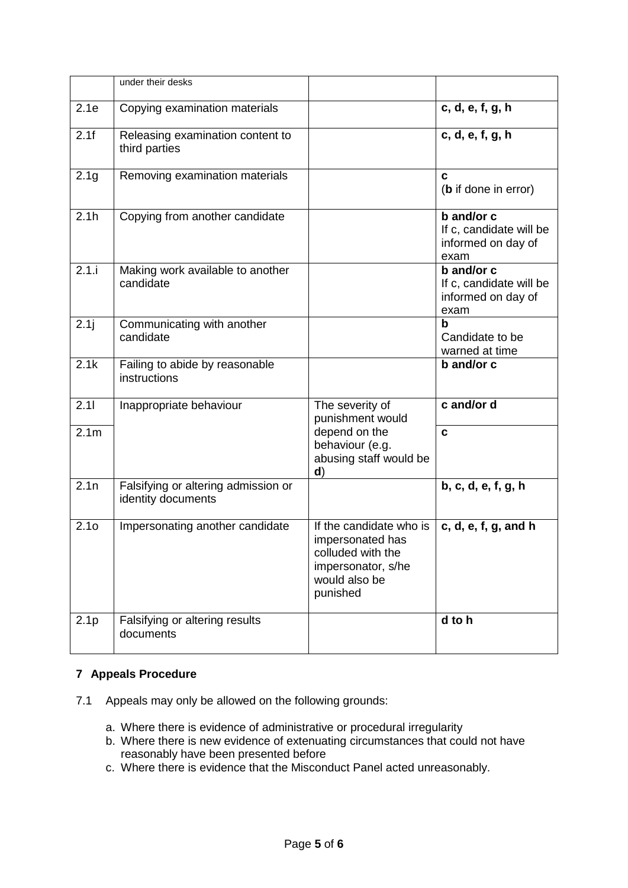| | | | |
|---|---|---|---|
| | under their desks | | |
| 2.1e | Copying examination materials | | **c, d, e, f, g, h** |
| 2.1f | Releasing examination content to third parties | | **c, d, e, f, g, h** |
| 2.1g | Removing examination materials | | **c**<br>(**b** if done in error) |
| 2.1h | Copying from another candidate | | **b and/or c**<br>If c, candidate will be informed on day of exam |
| 2.1.i | Making work available to another candidate | | **b and/or c**<br>If c, candidate will be informed on day of exam |
| 2.1j | Communicating with another candidate | | **b**<br>Candidate to be warned at time |
| 2.1k | Failing to abide by reasonable instructions | | **b and/or c** |
| 2.1l | Inappropriate behaviour | The severity of punishment would depend on the behaviour (e.g. abusing staff would be **d**) | **c and/or d** |
| 2.1m | | | **c** |
| 2.1n | Falsifying or altering admission or identity documents | | **b, c, d, e, f, g, h** |
| 2.1o | Impersonating another candidate | If the candidate who is impersonated has colluded with the impersonator, s/he would also be punished | **c, d, e, f, g, and h** |
| 2.1p | Falsifying or altering results documents | | **d to h** |

## 7 Appeals Procedure

7.1 Appeals may only be allowed on the following grounds:

a. Where there is evidence of administrative or procedural irregularity
b. Where there is new evidence of extenuating circumstances that could not have reasonably have been presented before
c. Where there is evidence that the Misconduct Panel acted unreasonably.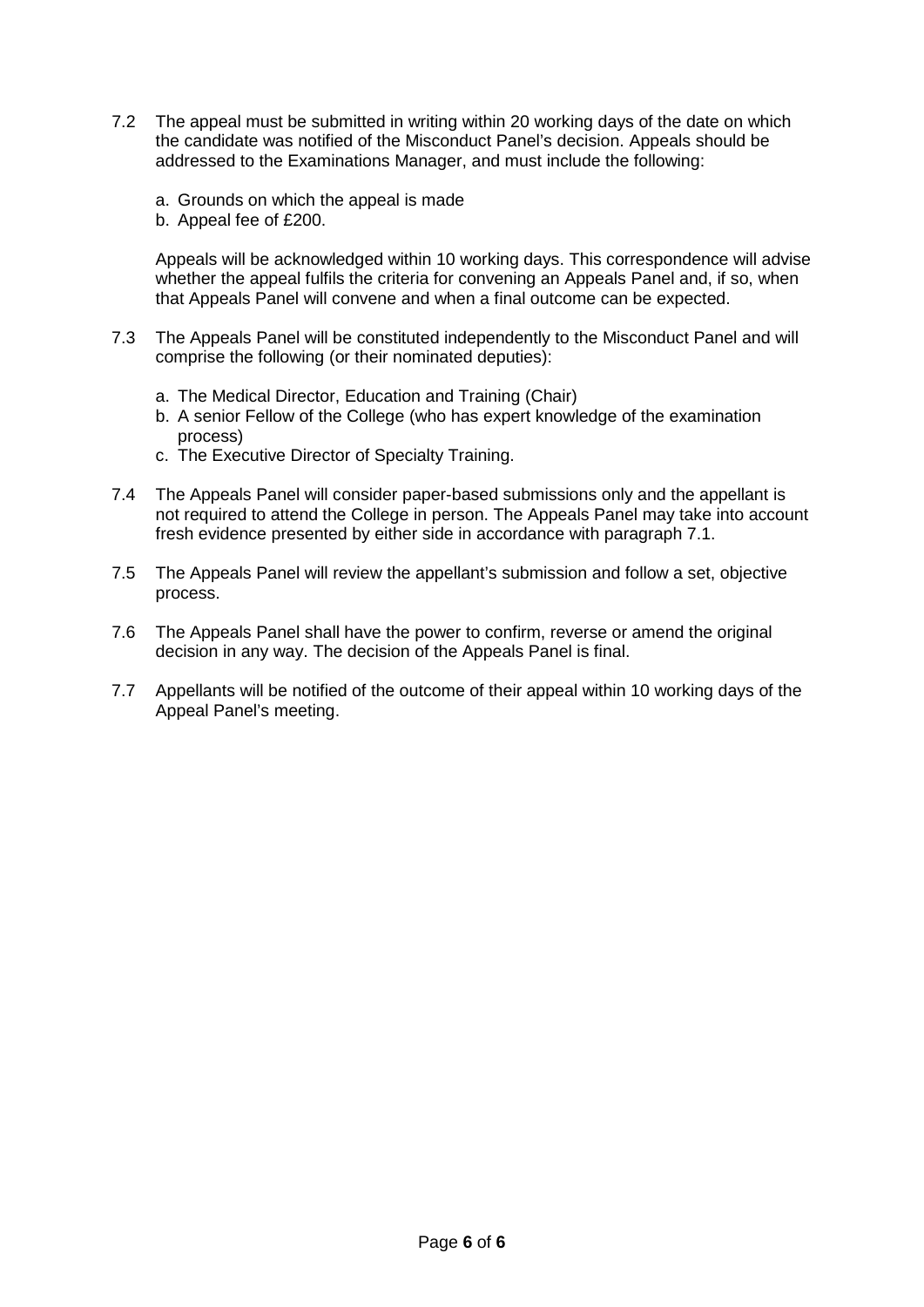7.2 The appeal must be submitted in writing within 20 working days of the date on which the candidate was notified of the Misconduct Panel's decision. Appeals should be addressed to the Examinations Manager, and must include the following:

a. Grounds on which the appeal is made
b. Appeal fee of £200.

Appeals will be acknowledged within 10 working days. This correspondence will advise whether the appeal fulfils the criteria for convening an Appeals Panel and, if so, when that Appeals Panel will convene and when a final outcome can be expected.

7.3 The Appeals Panel will be constituted independently to the Misconduct Panel and will comprise the following (or their nominated deputies):

a. The Medical Director, Education and Training (Chair)
b. A senior Fellow of the College (who has expert knowledge of the examination process)
c. The Executive Director of Specialty Training.

7.4 The Appeals Panel will consider paper-based submissions only and the appellant is not required to attend the College in person. The Appeals Panel may take into account fresh evidence presented by either side in accordance with paragraph 7.1.

7.5 The Appeals Panel will review the appellant's submission and follow a set, objective process.

7.6 The Appeals Panel shall have the power to confirm, reverse or amend the original decision in any way. The decision of the Appeals Panel is final.

7.7 Appellants will be notified of the outcome of their appeal within 10 working days of the Appeal Panel's meeting.